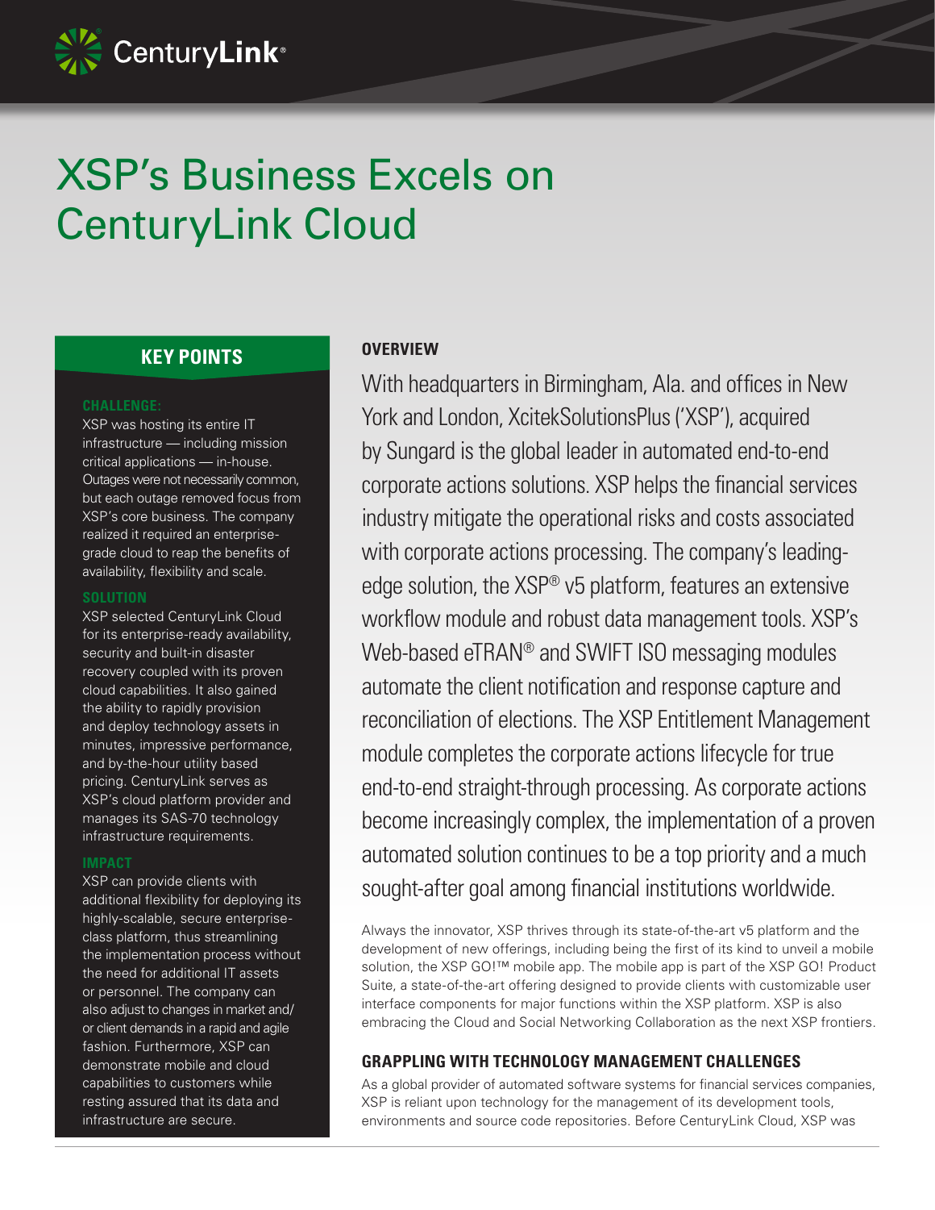# XSP's Business Excels on CenturyLink Cloud

## KEY POINTS

**CHALLENGE:**
XSP was hosting its entire IT infrastructure — including mission critical applications — in-house. Outages were not necessarily common, but each outage removed focus from XSP's core business. The company realized it required an enterprise-grade cloud to reap the benefits of availability, flexibility and scale.

**SOLUTION**
XSP selected CenturyLink Cloud for its enterprise-ready availability, security and built-in disaster recovery coupled with its proven cloud capabilities. It also gained the ability to rapidly provision and deploy technology assets in minutes, impressive performance, and by-the-hour utility based pricing. CenturyLink serves as XSP's cloud platform provider and manages its SAS-70 technology infrastructure requirements.

**IMPACT**
XSP can provide clients with additional flexibility for deploying its highly-scalable, secure enterprise-class platform, thus streamlining the implementation process without the need for additional IT assets or personnel. The company can also adjust to changes in market and/or client demands in a rapid and agile fashion. Furthermore, XSP can demonstrate mobile and cloud capabilities to customers while resting assured that its data and infrastructure are secure.

## OVERVIEW

With headquarters in Birmingham, Ala. and offices in New York and London, XcitekSolutionsPlus ('XSP'), acquired by Sungard is the global leader in automated end-to-end corporate actions solutions. XSP helps the financial services industry mitigate the operational risks and costs associated with corporate actions processing. The company's leading-edge solution, the XSP® v5 platform, features an extensive workflow module and robust data management tools. XSP's Web-based eTRAN® and SWIFT ISO messaging modules automate the client notification and response capture and reconciliation of elections. The XSP Entitlement Management module completes the corporate actions lifecycle for true end-to-end straight-through processing. As corporate actions become increasingly complex, the implementation of a proven automated solution continues to be a top priority and a much sought-after goal among financial institutions worldwide.

Always the innovator, XSP thrives through its state-of-the-art v5 platform and the development of new offerings, including being the first of its kind to unveil a mobile solution, the XSP GO!™ mobile app. The mobile app is part of the XSP GO! Product Suite, a state-of-the-art offering designed to provide clients with customizable user interface components for major functions within the XSP platform. XSP is also embracing the Cloud and Social Networking Collaboration as the next XSP frontiers.

## GRAPPLING WITH TECHNOLOGY MANAGEMENT CHALLENGES

As a global provider of automated software systems for financial services companies, XSP is reliant upon technology for the management of its development tools, environments and source code repositories. Before CenturyLink Cloud, XSP was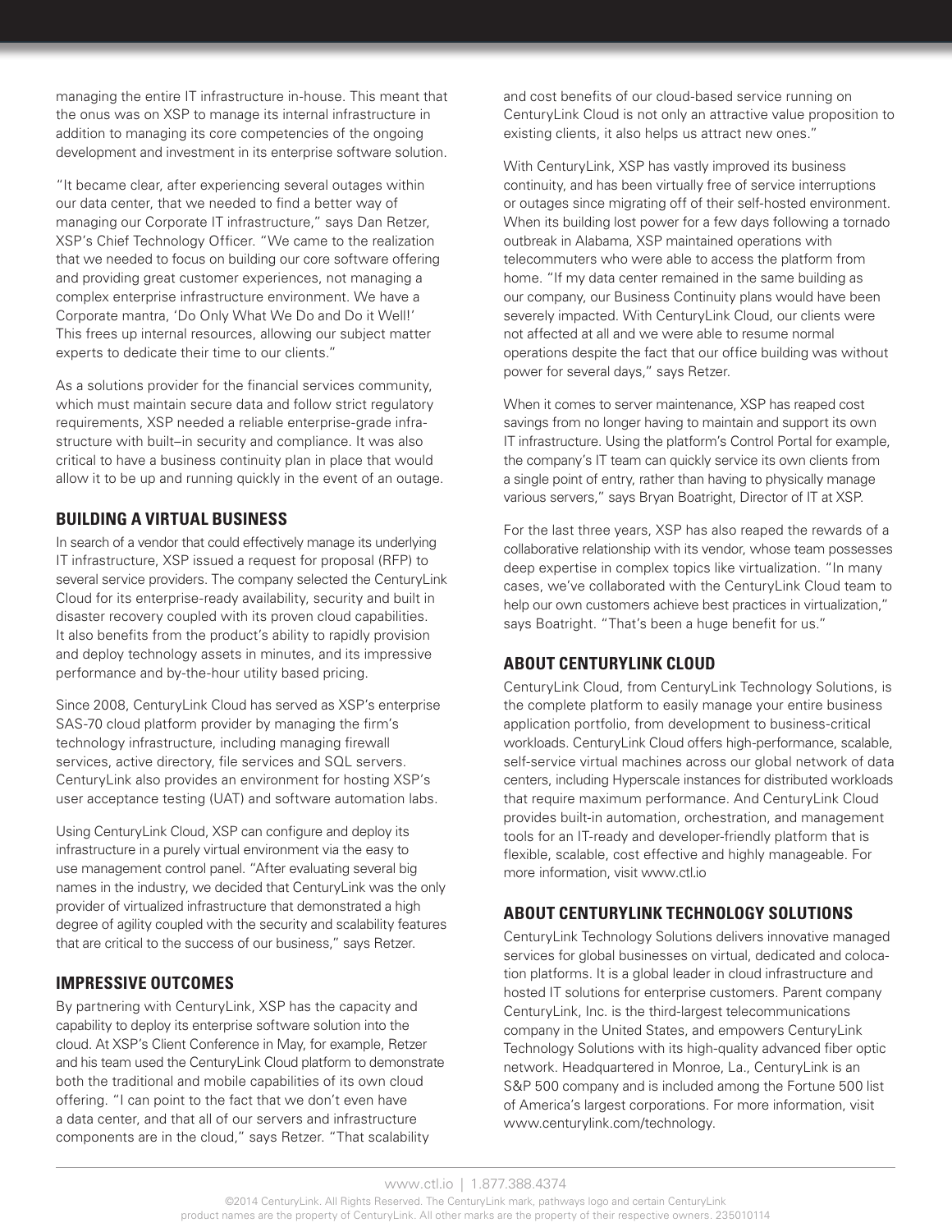managing the entire IT infrastructure in-house. This meant that the onus was on XSP to manage its internal infrastructure in addition to managing its core competencies of the ongoing development and investment in its enterprise software solution.

"It became clear, after experiencing several outages within our data center, that we needed to find a better way of managing our Corporate IT infrastructure," says Dan Retzer, XSP's Chief Technology Officer. "We came to the realization that we needed to focus on building our core software offering and providing great customer experiences, not managing a complex enterprise infrastructure environment. We have a Corporate mantra, 'Do Only What We Do and Do it Well!' This frees up internal resources, allowing our subject matter experts to dedicate their time to our clients."

As a solutions provider for the financial services community, which must maintain secure data and follow strict regulatory requirements, XSP needed a reliable enterprise-grade infrastructure with built–in security and compliance. It was also critical to have a business continuity plan in place that would allow it to be up and running quickly in the event of an outage.

## BUILDING A VIRTUAL BUSINESS

In search of a vendor that could effectively manage its underlying IT infrastructure, XSP issued a request for proposal (RFP) to several service providers. The company selected the CenturyLink Cloud for its enterprise-ready availability, security and built in disaster recovery coupled with its proven cloud capabilities. It also benefits from the product's ability to rapidly provision and deploy technology assets in minutes, and its impressive performance and by-the-hour utility based pricing.

Since 2008, CenturyLink Cloud has served as XSP's enterprise SAS-70 cloud platform provider by managing the firm's technology infrastructure, including managing firewall services, active directory, file services and SQL servers. CenturyLink also provides an environment for hosting XSP's user acceptance testing (UAT) and software automation labs.

Using CenturyLink Cloud, XSP can configure and deploy its infrastructure in a purely virtual environment via the easy to use management control panel. "After evaluating several big names in the industry, we decided that CenturyLink was the only provider of virtualized infrastructure that demonstrated a high degree of agility coupled with the security and scalability features that are critical to the success of our business," says Retzer.

## IMPRESSIVE OUTCOMES

By partnering with CenturyLink, XSP has the capacity and capability to deploy its enterprise software solution into the cloud. At XSP's Client Conference in May, for example, Retzer and his team used the CenturyLink Cloud platform to demonstrate both the traditional and mobile capabilities of its own cloud offering. "I can point to the fact that we don't even have a data center, and that all of our servers and infrastructure components are in the cloud," says Retzer. "That scalability and cost benefits of our cloud-based service running on CenturyLink Cloud is not only an attractive value proposition to existing clients, it also helps us attract new ones."

With CenturyLink, XSP has vastly improved its business continuity, and has been virtually free of service interruptions or outages since migrating off of their self-hosted environment. When its building lost power for a few days following a tornado outbreak in Alabama, XSP maintained operations with telecommuters who were able to access the platform from home. "If my data center remained in the same building as our company, our Business Continuity plans would have been severely impacted. With CenturyLink Cloud, our clients were not affected at all and we were able to resume normal operations despite the fact that our office building was without power for several days," says Retzer.

When it comes to server maintenance, XSP has reaped cost savings from no longer having to maintain and support its own IT infrastructure. Using the platform's Control Portal for example, the company's IT team can quickly service its own clients from a single point of entry, rather than having to physically manage various servers," says Bryan Boatright, Director of IT at XSP.

For the last three years, XSP has also reaped the rewards of a collaborative relationship with its vendor, whose team possesses deep expertise in complex topics like virtualization. "In many cases, we've collaborated with the CenturyLink Cloud team to help our own customers achieve best practices in virtualization," says Boatright. "That's been a huge benefit for us."

## ABOUT CENTURYLINK CLOUD

CenturyLink Cloud, from CenturyLink Technology Solutions, is the complete platform to easily manage your entire business application portfolio, from development to business-critical workloads. CenturyLink Cloud offers high-performance, scalable, self-service virtual machines across our global network of data centers, including Hyperscale instances for distributed workloads that require maximum performance. And CenturyLink Cloud provides built-in automation, orchestration, and management tools for an IT-ready and developer-friendly platform that is flexible, scalable, cost effective and highly manageable. For more information, visit www.ctl.io

## ABOUT CENTURYLINK TECHNOLOGY SOLUTIONS

CenturyLink Technology Solutions delivers innovative managed services for global businesses on virtual, dedicated and colocation platforms. It is a global leader in cloud infrastructure and hosted IT solutions for enterprise customers. Parent company CenturyLink, Inc. is the third-largest telecommunications company in the United States, and empowers CenturyLink Technology Solutions with its high-quality advanced fiber optic network. Headquartered in Monroe, La., CenturyLink is an S&P 500 company and is included among the Fortune 500 list of America's largest corporations. For more information, visit www.centurylink.com/technology.

www.ctl.io | 1.877.388.4374

©2014 CenturyLink. All Rights Reserved. The CenturyLink mark, pathways logo and certain CenturyLink product names are the property of CenturyLink. All other marks are the property of their respective owners. 235010114